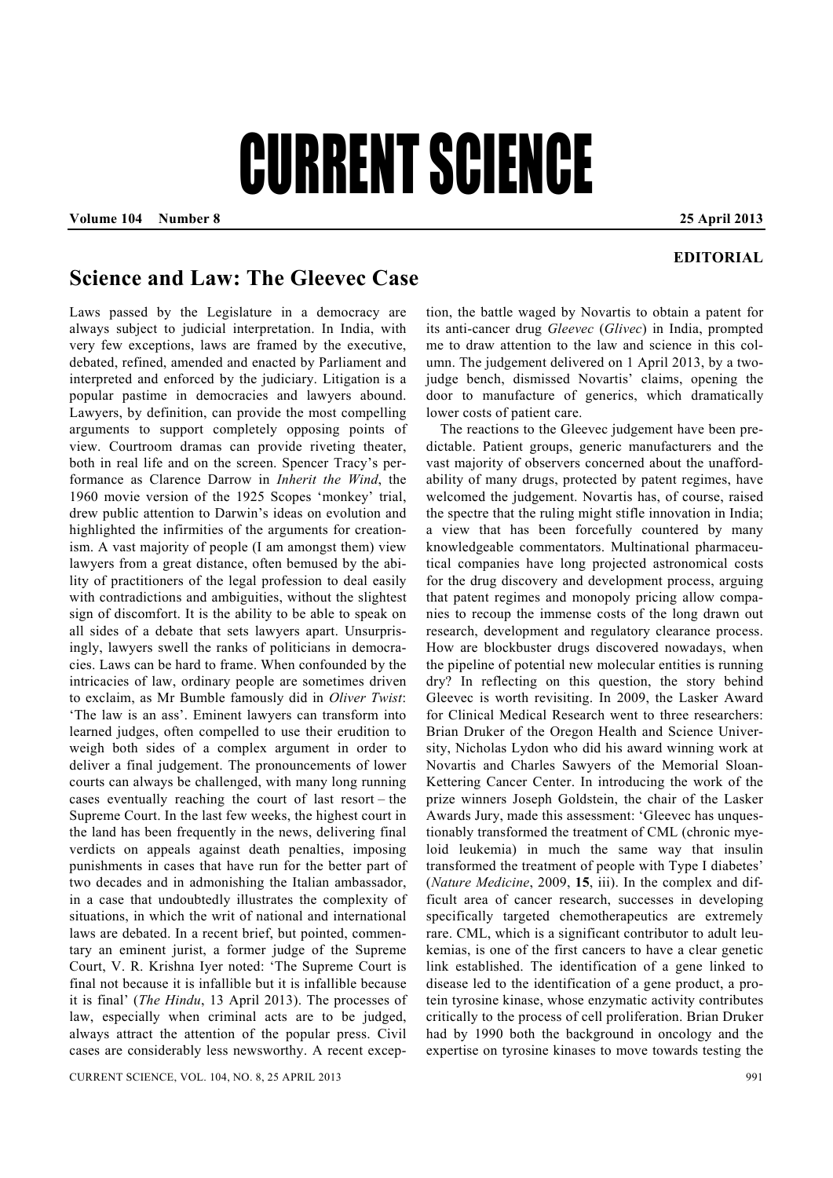# CURRENT SCIENCE

**EDITORIAL**

## Science and Law: The Gleevec Case

Laws passed by the Legislature in a democracy are always subject to judicial interpretation. In India, with very few exceptions, laws are framed by the executive, debated, refined, amended and enacted by Parliament and interpreted and enforced by the judiciary. Litigation is a popular pastime in democracies and lawyers abound. Lawyers, by definition, can provide the most compelling arguments to support completely opposing points of view. Courtroom dramas can provide riveting theater, both in real life and on the screen. Spencer Tracy's performance as Clarence Darrow in *Inherit the Wind*, the 1960 movie version of the 1925 Scopes 'monkey' trial, drew public attention to Darwin's ideas on evolution and highlighted the infirmities of the arguments for creationism. A vast majority of people (I am amongst them) view lawyers from a great distance, often bemused by the ability of practitioners of the legal profession to deal easily with contradictions and ambiguities, without the slightest sign of discomfort. It is the ability to be able to speak on all sides of a debate that sets lawyers apart. Unsurprisingly, lawyers swell the ranks of politicians in democracies. Laws can be hard to frame. When confounded by the intricacies of law, ordinary people are sometimes driven to exclaim, as Mr Bumble famously did in *Oliver Twist*: 'The law is an ass'. Eminent lawyers can transform into learned judges, often compelled to use their erudition to weigh both sides of a complex argument in order to deliver a final judgement. The pronouncements of lower courts can always be challenged, with many long running cases eventually reaching the court of last resort – the Supreme Court. In the last few weeks, the highest court in the land has been frequently in the news, delivering final verdicts on appeals against death penalties, imposing punishments in cases that have run for the better part of two decades and in admonishing the Italian ambassador, in a case that undoubtedly illustrates the complexity of situations, in which the writ of national and international laws are debated. In a recent brief, but pointed, commentary an eminent jurist, a former judge of the Supreme Court, V. R. Krishna Iyer noted: 'The Supreme Court is final not because it is infallible but it is infallible because it is final' (*The Hindu*, 13 April 2013). The processes of law, especially when criminal acts are to be judged, always attract the attention of the popular press. Civil cases are considerably less newsworthy. A recent exception, the battle waged by Novartis to obtain a patent for its anti-cancer drug *Gleevec* (*Glivec*) in India, prompted me to draw attention to the law and science in this column. The judgement delivered on 1 April 2013, by a two-judge bench, dismissed Novartis' claims, opening the door to manufacture of generics, which dramatically lower costs of patient care.

The reactions to the Gleevec judgement have been predictable. Patient groups, generic manufacturers and the vast majority of observers concerned about the unaffordability of many drugs, protected by patent regimes, have welcomed the judgement. Novartis has, of course, raised the spectre that the ruling might stifle innovation in India; a view that has been forcefully countered by many knowledgeable commentators. Multinational pharmaceutical companies have long projected astronomical costs for the drug discovery and development process, arguing that patent regimes and monopoly pricing allow companies to recoup the immense costs of the long drawn out research, development and regulatory clearance process. How are blockbuster drugs discovered nowadays, when the pipeline of potential new molecular entities is running dry? In reflecting on this question, the story behind Gleevec is worth revisiting. In 2009, the Lasker Award for Clinical Medical Research went to three researchers: Brian Druker of the Oregon Health and Science University, Nicholas Lydon who did his award winning work at Novartis and Charles Sawyers of the Memorial Sloan-Kettering Cancer Center. In introducing the work of the prize winners Joseph Goldstein, the chair of the Lasker Awards Jury, made this assessment: 'Gleevec has unquestionably transformed the treatment of CML (chronic myeloid leukemia) in much the same way that insulin transformed the treatment of people with Type I diabetes' (*Nature Medicine*, 2009, **15**, iii). In the complex and difficult area of cancer research, successes in developing specifically targeted chemotherapeutics are extremely rare. CML, which is a significant contributor to adult leukemias, is one of the first cancers to have a clear genetic link established. The identification of a gene linked to disease led to the identification of a gene product, a protein tyrosine kinase, whose enzymatic activity contributes critically to the process of cell proliferation. Brian Druker had by 1990 both the background in oncology and the expertise on tyrosine kinases to move towards testing the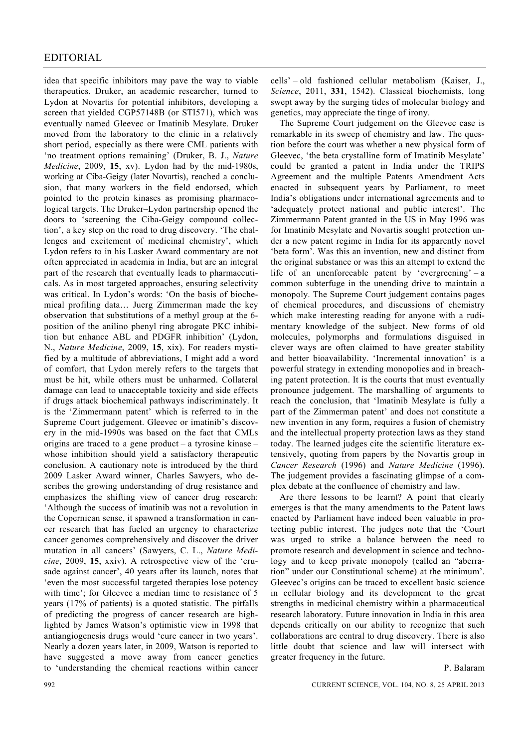idea that specific inhibitors may pave the way to viable therapeutics. Druker, an academic researcher, turned to Lydon at Novartis for potential inhibitors, developing a screen that yielded CGP57148B (or STI571), which was eventually named Gleevec or Imatinib Mesylate. Druker moved from the laboratory to the clinic in a relatively short period, especially as there were CML patients with 'no treatment options remaining' (Druker, B. J., *Nature Medicine*, 2009, **15**, xv). Lydon had by the mid-1980s, working at Ciba-Geigy (later Novartis), reached a conclusion, that many workers in the field endorsed, which pointed to the protein kinases as promising pharmacological targets. The Druker–Lydon partnership opened the doors to 'screening the Ciba-Geigy compound collection', a key step on the road to drug discovery. 'The challenges and excitement of medicinal chemistry', which Lydon refers to in his Lasker Award commentary are not often appreciated in academia in India, but are an integral part of the research that eventually leads to pharmaceuticals. As in most targeted approaches, ensuring selectivity was critical. In Lydon's words: 'On the basis of biochemical profiling data… Juerg Zimmerman made the key observation that substitutions of a methyl group at the 6-position of the anilino phenyl ring abrogate PKC inhibition but enhance ABL and PDGFR inhibition' (Lydon, N., *Nature Medicine*, 2009, **15**, xix). For readers mystified by a multitude of abbreviations, I might add a word of comfort, that Lydon merely refers to the targets that must be hit, while others must be unharmed. Collateral damage can lead to unacceptable toxicity and side effects if drugs attack biochemical pathways indiscriminately. It is the 'Zimmermann patent' which is referred to in the Supreme Court judgement. Gleevec or imatinib's discovery in the mid-1990s was based on the fact that CMLs origins are traced to a gene product – a tyrosine kinase – whose inhibition should yield a satisfactory therapeutic conclusion. A cautionary note is introduced by the third 2009 Lasker Award winner, Charles Sawyers, who describes the growing understanding of drug resistance and emphasizes the shifting view of cancer drug research: 'Although the success of imatinib was not a revolution in the Copernican sense, it spawned a transformation in cancer research that has fueled an urgency to characterize cancer genomes comprehensively and discover the driver mutation in all cancers' (Sawyers, C. L., *Nature Medicine*, 2009, **15**, xxiv). A retrospective view of the 'crusade against cancer', 40 years after its launch, notes that 'even the most successful targeted therapies lose potency with time'; for Gleevec a median time to resistance of 5 years (17% of patients) is a quoted statistic. The pitfalls of predicting the progress of cancer research are highlighted by James Watson's optimistic view in 1998 that antiangiogenesis drugs would 'cure cancer in two years'. Nearly a dozen years later, in 2009, Watson is reported to have suggested a move away from cancer genetics to 'understanding the chemical reactions within cancer cells' – old fashioned cellular metabolism (Kaiser, J., *Science*, 2011, **331**, 1542). Classical biochemists, long swept away by the surging tides of molecular biology and genetics, may appreciate the tinge of irony.

The Supreme Court judgement on the Gleevec case is remarkable in its sweep of chemistry and law. The question before the court was whether a new physical form of Gleevec, 'the beta crystalline form of Imatinib Mesylate' could be granted a patent in India under the TRIPS Agreement and the multiple Patents Amendment Acts enacted in subsequent years by Parliament, to meet India's obligations under international agreements and to 'adequately protect national and public interest'. The Zimmermann Patent granted in the US in May 1996 was for Imatinib Mesylate and Novartis sought protection under a new patent regime in India for its apparently novel 'beta form'. Was this an invention, new and distinct from the original substance or was this an attempt to extend the life of an unenforceable patent by 'evergreening' – a common subterfuge in the unending drive to maintain a monopoly. The Supreme Court judgement contains pages of chemical procedures, and discussions of chemistry which make interesting reading for anyone with a rudimentary knowledge of the subject. New forms of old molecules, polymorphs and formulations disguised in clever ways are often claimed to have greater stability and better bioavailability. 'Incremental innovation' is a powerful strategy in extending monopolies and in breaching patent protection. It is the courts that must eventually pronounce judgement. The marshalling of arguments to reach the conclusion, that 'Imatinib Mesylate is fully a part of the Zimmerman patent' and does not constitute a new invention in any form, requires a fusion of chemistry and the intellectual property protection laws as they stand today. The learned judges cite the scientific literature extensively, quoting from papers by the Novartis group in *Cancer Research* (1996) and *Nature Medicine* (1996). The judgement provides a fascinating glimpse of a complex debate at the confluence of chemistry and law.

Are there lessons to be learnt? A point that clearly emerges is that the many amendments to the Patent laws enacted by Parliament have indeed been valuable in protecting public interest. The judges note that the 'Court was urged to strike a balance between the need to promote research and development in science and technology and to keep private monopoly (called an "aberration" under our Constitutional scheme) at the minimum'. Gleevec's origins can be traced to excellent basic science in cellular biology and its development to the great strengths in medicinal chemistry within a pharmaceutical research laboratory. Future innovation in India in this area depends critically on our ability to recognize that such collaborations are central to drug discovery. There is also little doubt that science and law will intersect with greater frequency in the future.

P. Balaram